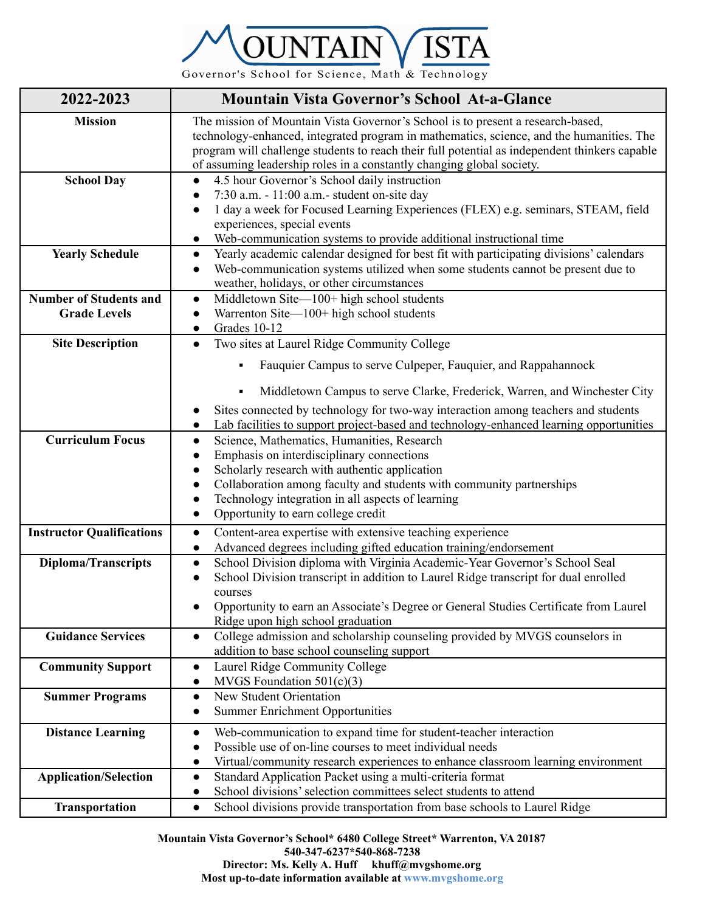# MOUNTAIN VISTA

Governor's School for Science, Math & Technology

| 2022-2023 | Mountain Vista Governor's School At-a-Glance |
|---|---|
| **Mission** | The mission of Mountain Vista Governor's School is to present a research-based, technology-enhanced, integrated program in mathematics, science, and the humanities. The program will challenge students to reach their full potential as independent thinkers capable of assuming leadership roles in a constantly changing global society. |
| **School Day** | • 4.5 hour Governor's School daily instruction<br>• 7:30 a.m. - 11:00 a.m.- student on-site day<br>• 1 day a week for Focused Learning Experiences (FLEX) e.g. seminars, STEAM, field experiences, special events<br>• Web-communication systems to provide additional instructional time |
| **Yearly Schedule** | • Yearly academic calendar designed for best fit with participating divisions' calendars<br>• Web-communication systems utilized when some students cannot be present due to weather, holidays, or other circumstances |
| **Number of Students and Grade Levels** | • Middletown Site—100+ high school students<br>• Warrenton Site—100+ high school students<br>• Grades 10-12 |
| **Site Description** | • Two sites at Laurel Ridge Community College<br>  ▪ Fauquier Campus to serve Culpeper, Fauquier, and Rappahannock<br>  ▪ Middletown Campus to serve Clarke, Frederick, Warren, and Winchester City<br>• Sites connected by technology for two-way interaction among teachers and students<br>• Lab facilities to support project-based and technology-enhanced learning opportunities |
| **Curriculum Focus** | • Science, Mathematics, Humanities, Research<br>• Emphasis on interdisciplinary connections<br>• Scholarly research with authentic application<br>• Collaboration among faculty and students with community partnerships<br>• Technology integration in all aspects of learning<br>• Opportunity to earn college credit |
| **Instructor Qualifications** | • Content-area expertise with extensive teaching experience<br>• Advanced degrees including gifted education training/endorsement |
| **Diploma/Transcripts** | • School Division diploma with Virginia Academic-Year Governor's School Seal<br>• School Division transcript in addition to Laurel Ridge transcript for dual enrolled courses<br>• Opportunity to earn an Associate's Degree or General Studies Certificate from Laurel Ridge upon high school graduation |
| **Guidance Services** | • College admission and scholarship counseling provided by MVGS counselors in addition to base school counseling support |
| **Community Support** | • Laurel Ridge Community College<br>• MVGS Foundation 501(c)(3) |
| **Summer Programs** | • New Student Orientation<br>• Summer Enrichment Opportunities |
| **Distance Learning** | • Web-communication to expand time for student-teacher interaction<br>• Possible use of on-line courses to meet individual needs<br>• Virtual/community research experiences to enhance classroom learning environment |
| **Application/Selection** | • Standard Application Packet using a multi-criteria format<br>• School divisions' selection committees select students to attend |
| **Transportation** | • School divisions provide transportation from base schools to Laurel Ridge |

**Mountain Vista Governor's School* 6480 College Street* Warrenton, VA 20187**
**540-347-6237*540-868-7238**
**Director: Ms. Kelly A. Huff khuff@mvgshome.org**
**Most up-to-date information available at www.mvgshome.org**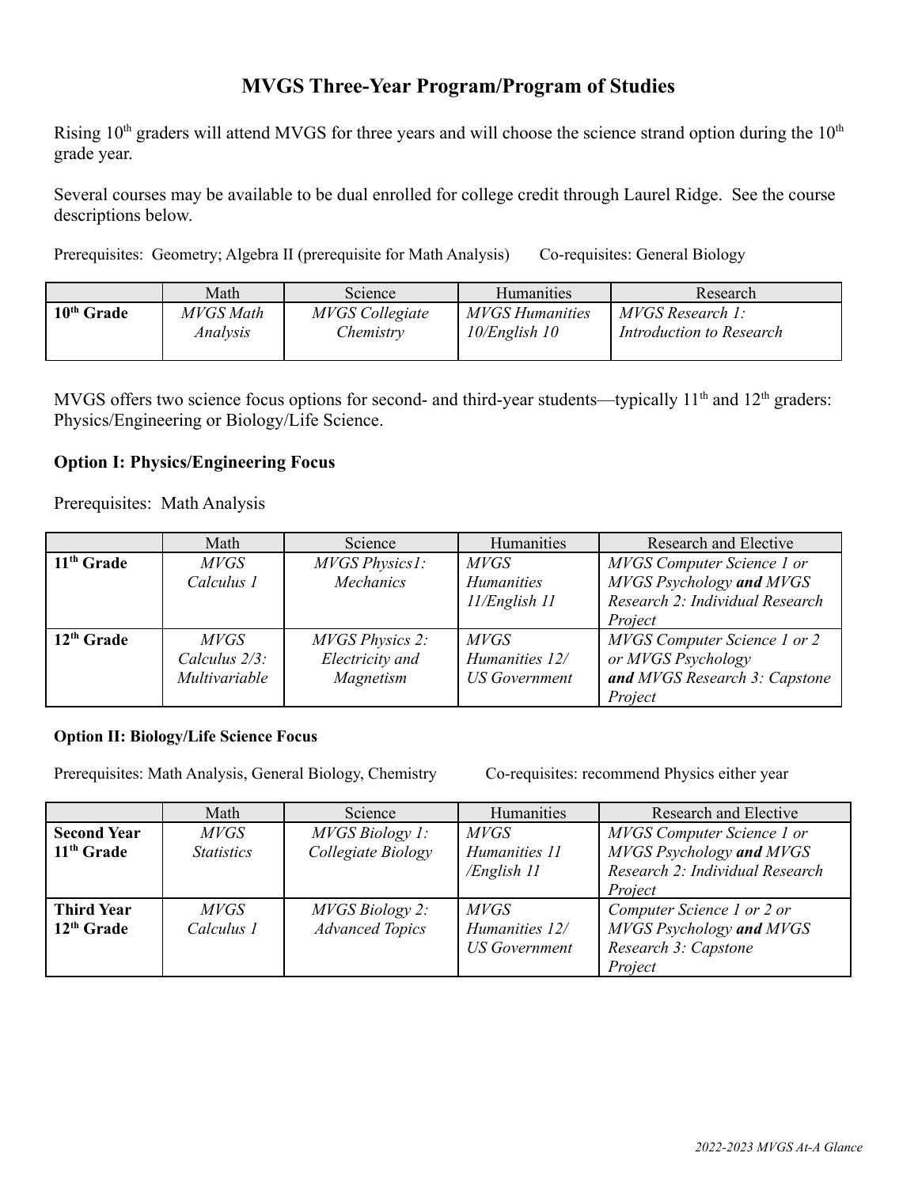# MVGS Three-Year Program/Program of Studies

Rising 10th graders will attend MVGS for three years and will choose the science strand option during the 10th grade year.

Several courses may be available to be dual enrolled for college credit through Laurel Ridge. See the course descriptions below.

Prerequisites: Geometry; Algebra II (prerequisite for Math Analysis) Co-requisites: General Biology

| | Math | Science | Humanities | Research |
|---|---|---|---|---|
| **10th Grade** | *MVGS Math Analysis* | *MVGS Collegiate Chemistry* | *MVGS Humanities 10/English 10* | *MVGS Research 1: Introduction to Research* |

MVGS offers two science focus options for second- and third-year students—typically 11th and 12th graders: Physics/Engineering or Biology/Life Science.

### Option I: Physics/Engineering Focus

Prerequisites: Math Analysis

| | Math | Science | Humanities | Research and Elective |
|---|---|---|---|---|
| **11th Grade** | *MVGS Calculus 1* | *MVGS Physics1: Mechanics* | *MVGS Humanities 11/English 11* | *MVGS Computer Science 1 or MVGS Psychology **and** MVGS Research 2: Individual Research Project* |
| **12th Grade** | *MVGS Calculus 2/3: Multivariable* | *MVGS Physics 2: Electricity and Magnetism* | *MVGS Humanities 12/ US Government* | *MVGS Computer Science 1 or 2 or MVGS Psychology **and** MVGS Research 3: Capstone Project* |

#### Option II: Biology/Life Science Focus

Prerequisites: Math Analysis, General Biology, Chemistry Co-requisites: recommend Physics either year

| | Math | Science | Humanities | Research and Elective |
|---|---|---|---|---|
| **Second Year 11th Grade** | *MVGS Statistics* | *MVGS Biology 1: Collegiate Biology* | *MVGS Humanities 11 /English 11* | *MVGS Computer Science 1 or MVGS Psychology **and** MVGS Research 2: Individual Research Project* |
| **Third Year 12th Grade** | *MVGS Calculus 1* | *MVGS Biology 2: Advanced Topics* | *MVGS Humanities 12/ US Government* | *Computer Science 1 or 2 or MVGS Psychology **and** MVGS Research 3: Capstone Project* |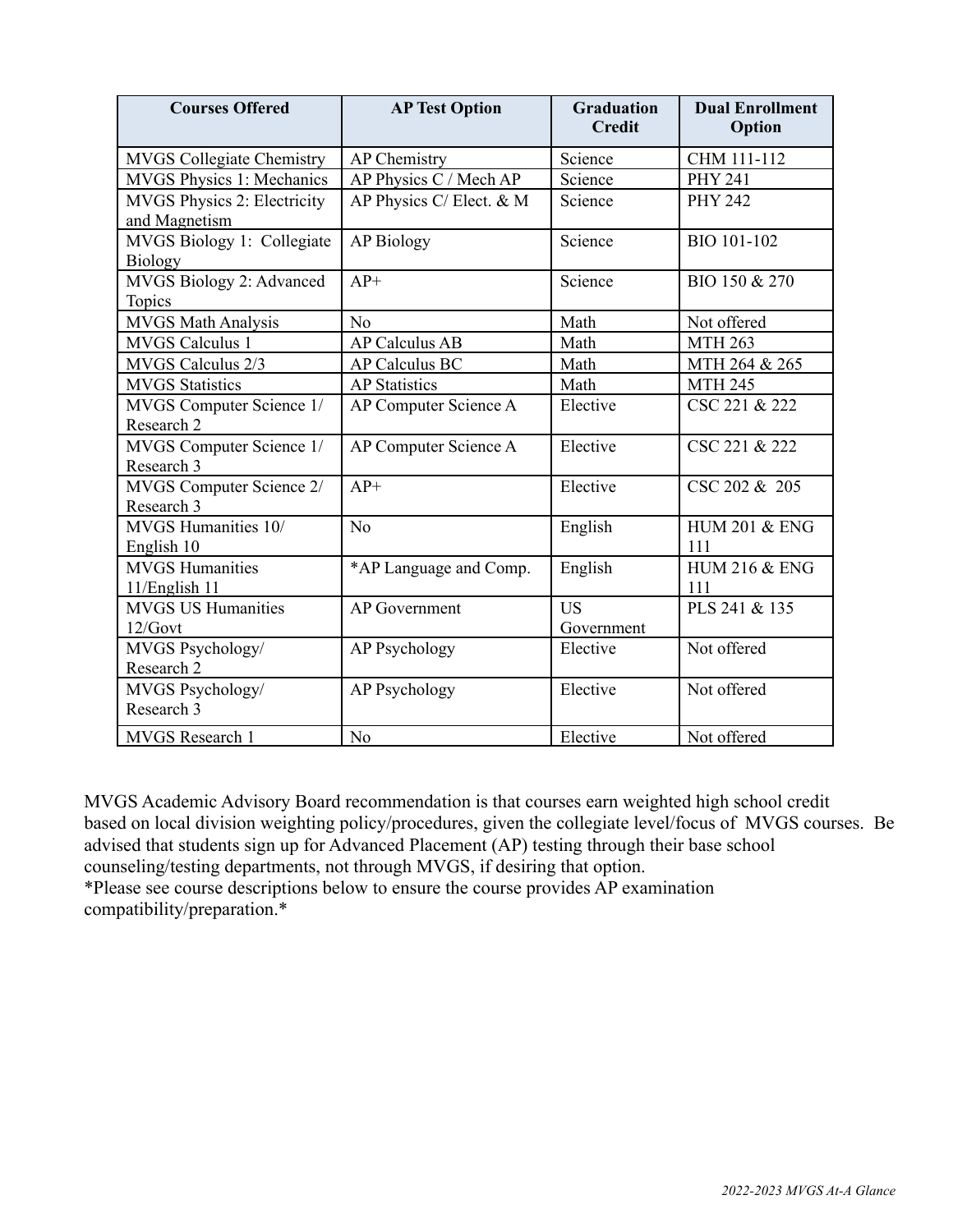| Courses Offered | AP Test Option | Graduation Credit | Dual Enrollment Option |
|---|---|---|---|
| MVGS Collegiate Chemistry | AP Chemistry | Science | CHM 111-112 |
| MVGS Physics 1: Mechanics | AP Physics C / Mech AP | Science | PHY 241 |
| MVGS Physics 2: Electricity and Magnetism | AP Physics C/ Elect. & M | Science | PHY 242 |
| MVGS Biology 1: Collegiate Biology | AP Biology | Science | BIO 101-102 |
| MVGS Biology 2: Advanced Topics | AP+ | Science | BIO 150 & 270 |
| MVGS Math Analysis | No | Math | Not offered |
| MVGS Calculus 1 | AP Calculus AB | Math | MTH 263 |
| MVGS Calculus 2/3 | AP Calculus BC | Math | MTH 264 & 265 |
| MVGS Statistics | AP Statistics | Math | MTH 245 |
| MVGS Computer Science 1/ Research 2 | AP Computer Science A | Elective | CSC 221 & 222 |
| MVGS Computer Science 1/ Research 3 | AP Computer Science A | Elective | CSC 221 & 222 |
| MVGS Computer Science 2/ Research 3 | AP+ | Elective | CSC 202 & 205 |
| MVGS Humanities 10/ English 10 | No | English | HUM 201 & ENG 111 |
| MVGS Humanities 11/English 11 | *AP Language and Comp. | English | HUM 216 & ENG 111 |
| MVGS US Humanities 12/Govt | AP Government | US Government | PLS 241 & 135 |
| MVGS Psychology/ Research 2 | AP Psychology | Elective | Not offered |
| MVGS Psychology/ Research 3 | AP Psychology | Elective | Not offered |
| MVGS Research 1 | No | Elective | Not offered |

MVGS Academic Advisory Board recommendation is that courses earn weighted high school credit based on local division weighting policy/procedures, given the collegiate level/focus of MVGS courses. Be advised that students sign up for Advanced Placement (AP) testing through their base school counseling/testing departments, not through MVGS, if desiring that option.

*Please see course descriptions below to ensure the course provides AP examination compatibility/preparation.*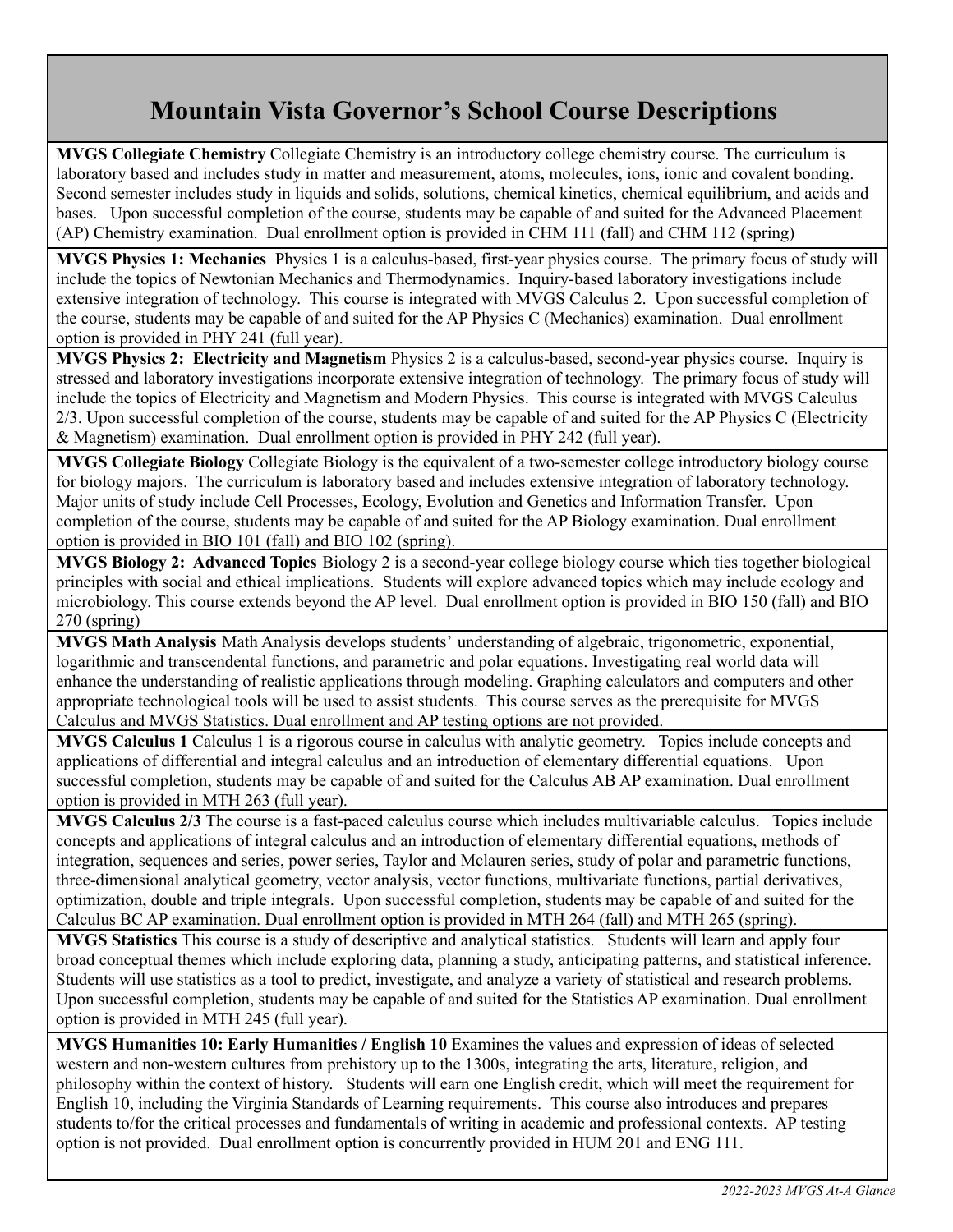# Mountain Vista Governor's School Course Descriptions

**MVGS Collegiate Chemistry** Collegiate Chemistry is an introductory college chemistry course. The curriculum is laboratory based and includes study in matter and measurement, atoms, molecules, ions, ionic and covalent bonding. Second semester includes study in liquids and solids, solutions, chemical kinetics, chemical equilibrium, and acids and bases. Upon successful completion of the course, students may be capable of and suited for the Advanced Placement (AP) Chemistry examination. Dual enrollment option is provided in CHM 111 (fall) and CHM 112 (spring)

**MVGS Physics 1: Mechanics** Physics 1 is a calculus-based, first-year physics course. The primary focus of study will include the topics of Newtonian Mechanics and Thermodynamics. Inquiry-based laboratory investigations include extensive integration of technology. This course is integrated with MVGS Calculus 2. Upon successful completion of the course, students may be capable of and suited for the AP Physics C (Mechanics) examination. Dual enrollment option is provided in PHY 241 (full year).

**MVGS Physics 2: Electricity and Magnetism** Physics 2 is a calculus-based, second-year physics course. Inquiry is stressed and laboratory investigations incorporate extensive integration of technology. The primary focus of study will include the topics of Electricity and Magnetism and Modern Physics. This course is integrated with MVGS Calculus 2/3. Upon successful completion of the course, students may be capable of and suited for the AP Physics C (Electricity & Magnetism) examination. Dual enrollment option is provided in PHY 242 (full year).

**MVGS Collegiate Biology** Collegiate Biology is the equivalent of a two-semester college introductory biology course for biology majors. The curriculum is laboratory based and includes extensive integration of laboratory technology. Major units of study include Cell Processes, Ecology, Evolution and Genetics and Information Transfer. Upon completion of the course, students may be capable of and suited for the AP Biology examination. Dual enrollment option is provided in BIO 101 (fall) and BIO 102 (spring).

**MVGS Biology 2: Advanced Topics** Biology 2 is a second-year college biology course which ties together biological principles with social and ethical implications. Students will explore advanced topics which may include ecology and microbiology. This course extends beyond the AP level. Dual enrollment option is provided in BIO 150 (fall) and BIO 270 (spring)

**MVGS Math Analysis** Math Analysis develops students' understanding of algebraic, trigonometric, exponential, logarithmic and transcendental functions, and parametric and polar equations. Investigating real world data will enhance the understanding of realistic applications through modeling. Graphing calculators and computers and other appropriate technological tools will be used to assist students. This course serves as the prerequisite for MVGS Calculus and MVGS Statistics. Dual enrollment and AP testing options are not provided.

**MVGS Calculus 1** Calculus 1 is a rigorous course in calculus with analytic geometry. Topics include concepts and applications of differential and integral calculus and an introduction of elementary differential equations. Upon successful completion, students may be capable of and suited for the Calculus AB AP examination. Dual enrollment option is provided in MTH 263 (full year).

**MVGS Calculus 2/3** The course is a fast-paced calculus course which includes multivariable calculus. Topics include concepts and applications of integral calculus and an introduction of elementary differential equations, methods of integration, sequences and series, power series, Taylor and Mclauren series, study of polar and parametric functions, three-dimensional analytical geometry, vector analysis, vector functions, multivariate functions, partial derivatives, optimization, double and triple integrals. Upon successful completion, students may be capable of and suited for the Calculus BC AP examination. Dual enrollment option is provided in MTH 264 (fall) and MTH 265 (spring).

**MVGS Statistics** This course is a study of descriptive and analytical statistics. Students will learn and apply four broad conceptual themes which include exploring data, planning a study, anticipating patterns, and statistical inference. Students will use statistics as a tool to predict, investigate, and analyze a variety of statistical and research problems. Upon successful completion, students may be capable of and suited for the Statistics AP examination. Dual enrollment option is provided in MTH 245 (full year).

**MVGS Humanities 10: Early Humanities / English 10** Examines the values and expression of ideas of selected western and non-western cultures from prehistory up to the 1300s, integrating the arts, literature, religion, and philosophy within the context of history. Students will earn one English credit, which will meet the requirement for English 10, including the Virginia Standards of Learning requirements. This course also introduces and prepares students to/for the critical processes and fundamentals of writing in academic and professional contexts. AP testing option is not provided. Dual enrollment option is concurrently provided in HUM 201 and ENG 111.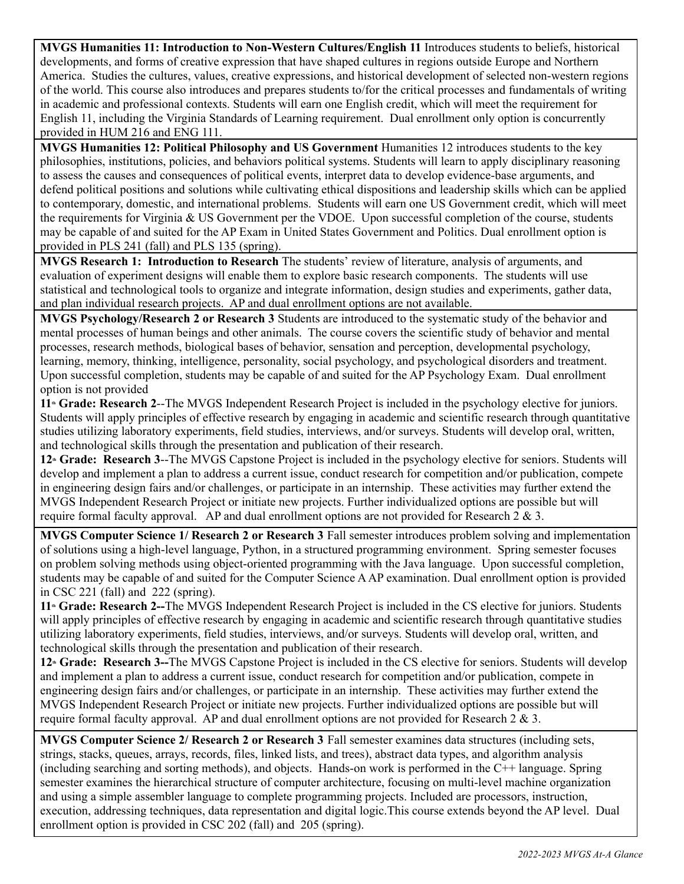**MVGS Humanities 11: Introduction to Non-Western Cultures/English 11** Introduces students to beliefs, historical developments, and forms of creative expression that have shaped cultures in regions outside Europe and Northern America. Studies the cultures, values, creative expressions, and historical development of selected non-western regions of the world. This course also introduces and prepares students to/for the critical processes and fundamentals of writing in academic and professional contexts. Students will earn one English credit, which will meet the requirement for English 11, including the Virginia Standards of Learning requirement. Dual enrollment only option is concurrently provided in HUM 216 and ENG 111.

**MVGS Humanities 12: Political Philosophy and US Government** Humanities 12 introduces students to the key philosophies, institutions, policies, and behaviors political systems. Students will learn to apply disciplinary reasoning to assess the causes and consequences of political events, interpret data to develop evidence-base arguments, and defend political positions and solutions while cultivating ethical dispositions and leadership skills which can be applied to contemporary, domestic, and international problems. Students will earn one US Government credit, which will meet the requirements for Virginia & US Government per the VDOE. Upon successful completion of the course, students may be capable of and suited for the AP Exam in United States Government and Politics. Dual enrollment option is provided in PLS 241 (fall) and PLS 135 (spring).

**MVGS Research 1: Introduction to Research** The students' review of literature, analysis of arguments, and evaluation of experiment designs will enable them to explore basic research components. The students will use statistical and technological tools to organize and integrate information, design studies and experiments, gather data, and plan individual research projects. AP and dual enrollment options are not available.

**MVGS Psychology/Research 2 or Research 3** Students are introduced to the systematic study of the behavior and mental processes of human beings and other animals. The course covers the scientific study of behavior and mental processes, research methods, biological bases of behavior, sensation and perception, developmental psychology, learning, memory, thinking, intelligence, personality, social psychology, and psychological disorders and treatment. Upon successful completion, students may be capable of and suited for the AP Psychology Exam. Dual enrollment option is not provided

**11th Grade: Research 2**--The MVGS Independent Research Project is included in the psychology elective for juniors. Students will apply principles of effective research by engaging in academic and scientific research through quantitative studies utilizing laboratory experiments, field studies, interviews, and/or surveys. Students will develop oral, written, and technological skills through the presentation and publication of their research.

**12th Grade: Research 3**--The MVGS Capstone Project is included in the psychology elective for seniors. Students will develop and implement a plan to address a current issue, conduct research for competition and/or publication, compete in engineering design fairs and/or challenges, or participate in an internship. These activities may further extend the MVGS Independent Research Project or initiate new projects. Further individualized options are possible but will require formal faculty approval. AP and dual enrollment options are not provided for Research 2 & 3.

**MVGS Computer Science 1/ Research 2 or Research 3** Fall semester introduces problem solving and implementation of solutions using a high-level language, Python, in a structured programming environment. Spring semester focuses on problem solving methods using object-oriented programming with the Java language. Upon successful completion, students may be capable of and suited for the Computer Science A AP examination. Dual enrollment option is provided in CSC 221 (fall) and 222 (spring).

**11th Grade: Research 2--**The MVGS Independent Research Project is included in the CS elective for juniors. Students will apply principles of effective research by engaging in academic and scientific research through quantitative studies utilizing laboratory experiments, field studies, interviews, and/or surveys. Students will develop oral, written, and technological skills through the presentation and publication of their research.

**12th Grade: Research 3--**The MVGS Capstone Project is included in the CS elective for seniors. Students will develop and implement a plan to address a current issue, conduct research for competition and/or publication, compete in engineering design fairs and/or challenges, or participate in an internship. These activities may further extend the MVGS Independent Research Project or initiate new projects. Further individualized options are possible but will require formal faculty approval. AP and dual enrollment options are not provided for Research 2 & 3.

**MVGS Computer Science 2/ Research 2 or Research 3** Fall semester examines data structures (including sets, strings, stacks, queues, arrays, records, files, linked lists, and trees), abstract data types, and algorithm analysis (including searching and sorting methods), and objects. Hands-on work is performed in the C++ language. Spring semester examines the hierarchical structure of computer architecture, focusing on multi-level machine organization and using a simple assembler language to complete programming projects. Included are processors, instruction, execution, addressing techniques, data representation and digital logic.This course extends beyond the AP level. Dual enrollment option is provided in CSC 202 (fall) and 205 (spring).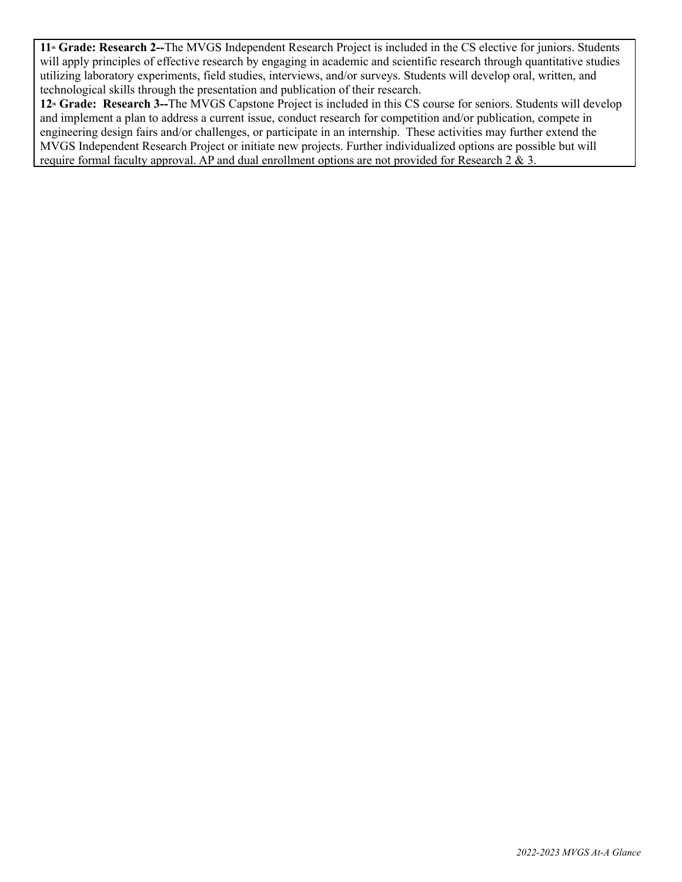**11th Grade: Research 2--**The MVGS Independent Research Project is included in the CS elective for juniors. Students will apply principles of effective research by engaging in academic and scientific research through quantitative studies utilizing laboratory experiments, field studies, interviews, and/or surveys. Students will develop oral, written, and technological skills through the presentation and publication of their research.

**12th Grade: Research 3--**The MVGS Capstone Project is included in this CS course for seniors. Students will develop and implement a plan to address a current issue, conduct research for competition and/or publication, compete in engineering design fairs and/or challenges, or participate in an internship. These activities may further extend the MVGS Independent Research Project or initiate new projects. Further individualized options are possible but will require formal faculty approval. AP and dual enrollment options are not provided for Research 2 & 3.